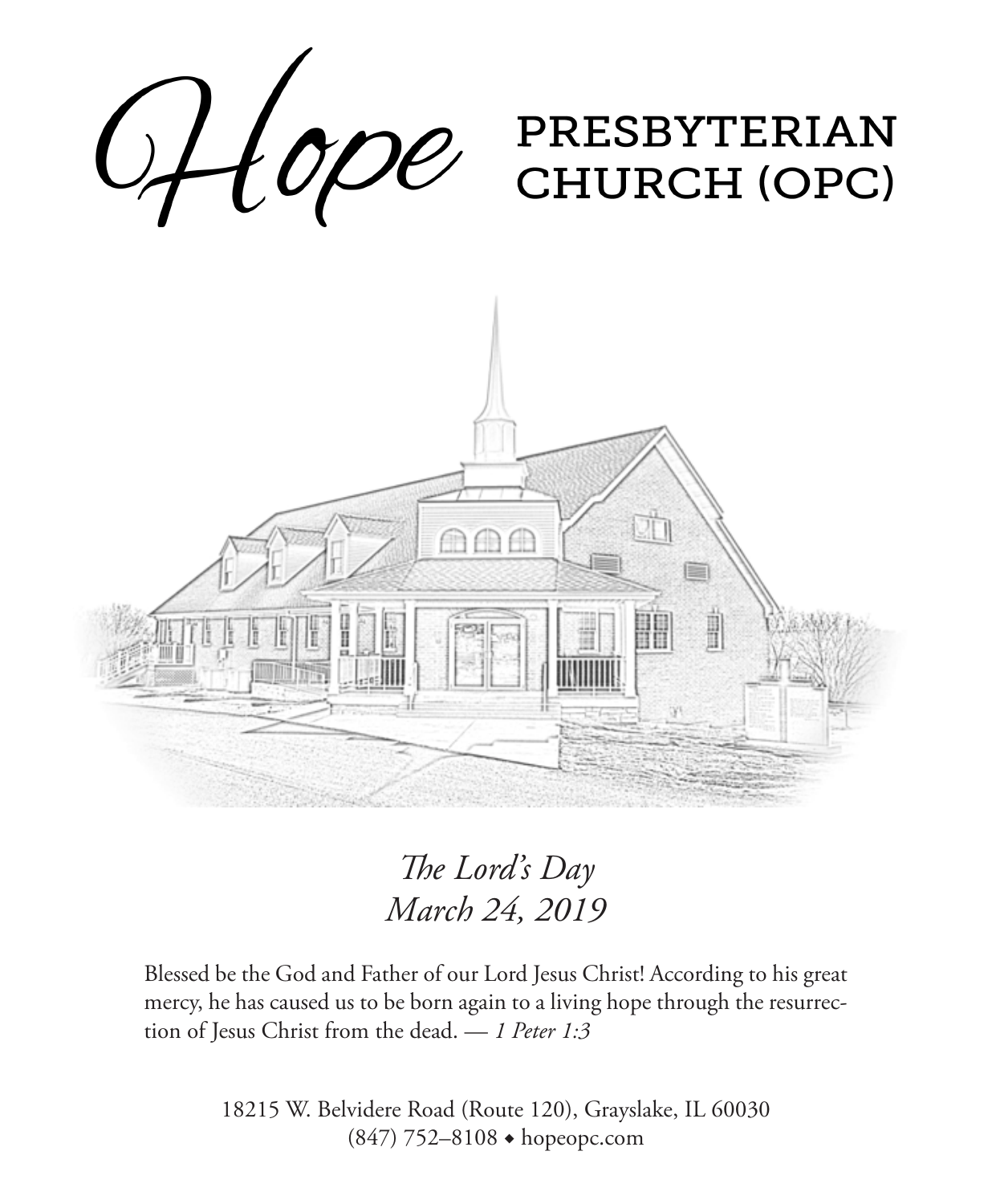# Hope PRESBYTERIAN CHURCH (OPC)

*The Lord's Day*
*March 24, 2019*

Blessed be the God and Father of our Lord Jesus Christ! According to his great mercy, he has caused us to be born again to a living hope through the resurrection of Jesus Christ from the dead. — *1 Peter 1:3*

18215 W. Belvidere Road (Route 120), Grayslake, IL 60030
(847) 752–8108 ◆ hopeopc.com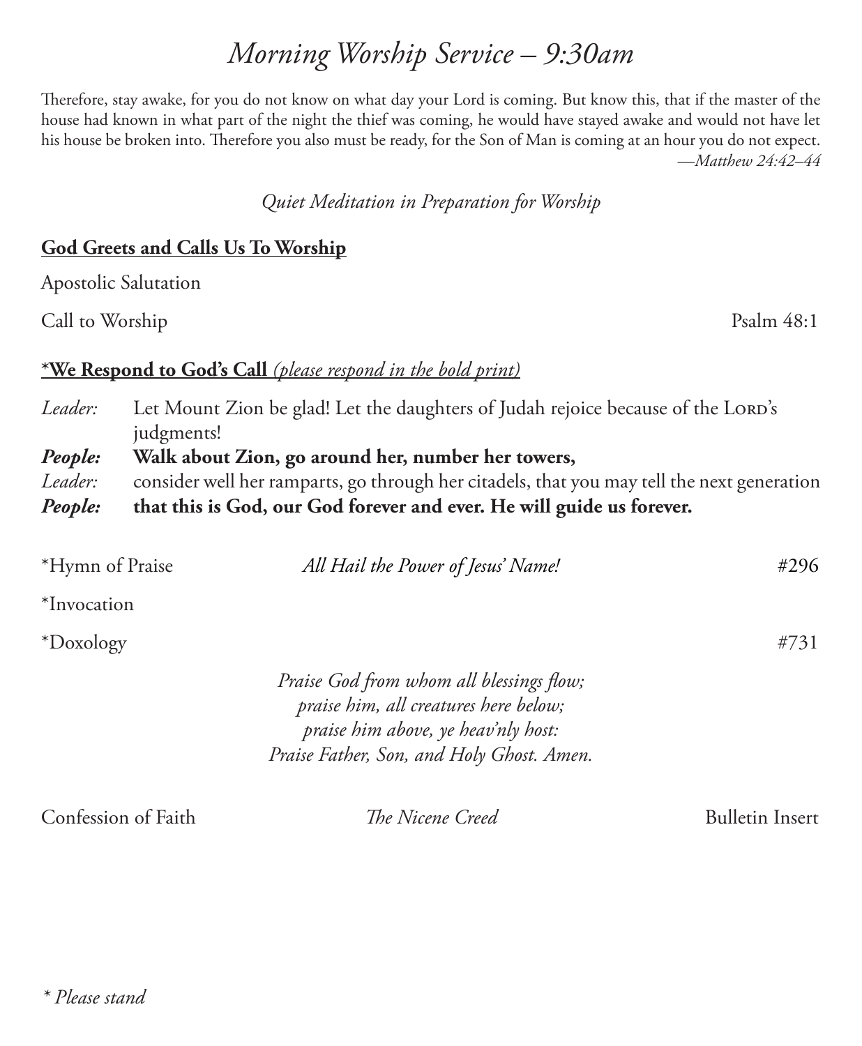# *Morning Worship Service – 9:30am*

Therefore, stay awake, for you do not know on what day your Lord is coming. But know this, that if the master of the house had known in what part of the night the thief was coming, he would have stayed awake and would not have let his house be broken into. Therefore you also must be ready, for the Son of Man is coming at an hour you do not expect.
*—Matthew 24:42–44*

*Quiet Meditation in Preparation for Worship*

## **God Greets and Calls Us To Worship**

Apostolic Salutation

Call to Worship — Psalm 48:1

## **\*We Respond to God's Call** *(please respond in the bold print)*

*Leader:* Let Mount Zion be glad! Let the daughters of Judah rejoice because of the LORD's judgments!

***People:*** **Walk about Zion, go around her, number her towers,**

*Leader:* consider well her ramparts, go through her citadels, that you may tell the next generation

***People:*** **that this is God, our God forever and ever. He will guide us forever.**

*Hymn of Praise — *All Hail the Power of Jesus' Name!* — #296

*Invocation

*Doxology — #731

*Praise God from whom all blessings flow;*
*praise him, all creatures here below;*
*praise him above, ye heav'nly host:*
*Praise Father, Son, and Holy Ghost. Amen.*

Confession of Faith — *The Nicene Creed* — Bulletin Insert

*\* Please stand*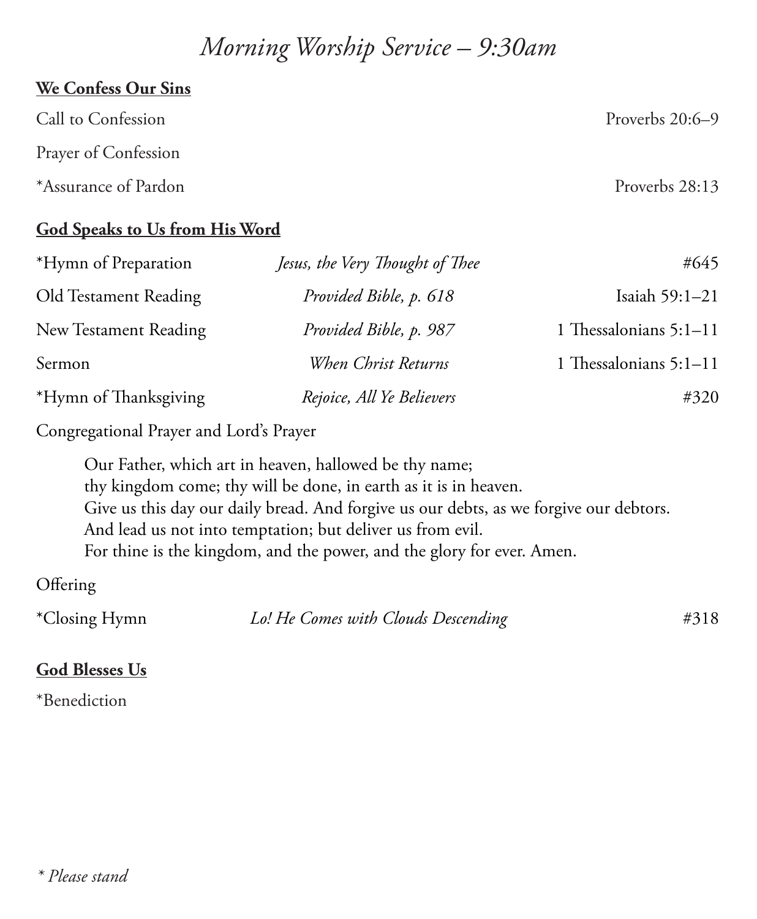# *Morning Worship Service – 9:30am*

**We Confess Our Sins**

| | | |
|---|---|---|
| Call to Confession | | Proverbs 20:6–9 |
| Prayer of Confession | | |
| *Assurance of Pardon | | Proverbs 28:13 |

**God Speaks to Us from His Word**

| | | |
|---|---|---|
| *Hymn of Preparation | *Jesus, the Very Thought of Thee* | #645 |
| Old Testament Reading | *Provided Bible, p. 618* | Isaiah 59:1–21 |
| New Testament Reading | *Provided Bible, p. 987* | 1 Thessalonians 5:1–11 |
| Sermon | *When Christ Returns* | 1 Thessalonians 5:1–11 |
| *Hymn of Thanksgiving | *Rejoice, All Ye Believers* | #320 |

Congregational Prayer and Lord's Prayer

> Our Father, which art in heaven, hallowed be thy name;
> thy kingdom come; thy will be done, in earth as it is in heaven.
> Give us this day our daily bread. And forgive us our debts, as we forgive our debtors.
> And lead us not into temptation; but deliver us from evil.
> For thine is the kingdom, and the power, and the glory for ever. Amen.

Offering

| | | |
|---|---|---|
| *Closing Hymn | *Lo! He Comes with Clouds Descending* | #318 |

**God Blesses Us**

*Benediction

*\* Please stand*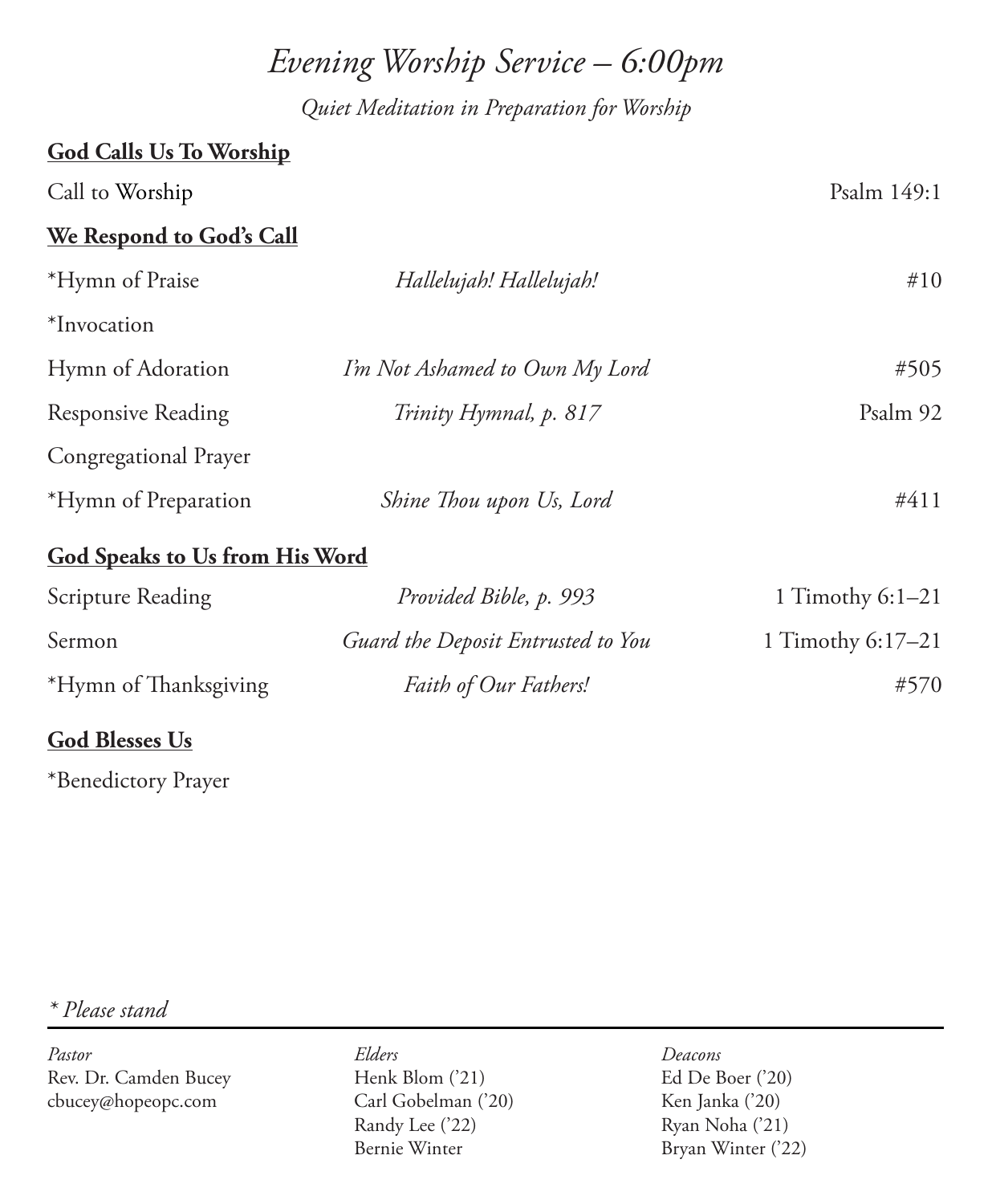# *Evening Worship Service – 6:00pm*

*Quiet Meditation in Preparation for Worship*

**God Calls Us To Worship**

| | | |
|---|---|---|
| Call to Worship | | Psalm 149:1 |

**We Respond to God's Call**

| | | |
|---|---|---|
| *Hymn of Praise | *Hallelujah! Hallelujah!* | #10 |
| *Invocation | | |
| Hymn of Adoration | *I'm Not Ashamed to Own My Lord* | #505 |
| Responsive Reading | *Trinity Hymnal, p. 817* | Psalm 92 |
| Congregational Prayer | | |
| *Hymn of Preparation | *Shine Thou upon Us, Lord* | #411 |

**God Speaks to Us from His Word**

| | | |
|---|---|---|
| Scripture Reading | *Provided Bible, p. 993* | 1 Timothy 6:1–21 |
| Sermon | *Guard the Deposit Entrusted to You* | 1 Timothy 6:17–21 |
| *Hymn of Thanksgiving | *Faith of Our Fathers!* | #570 |

**God Blesses Us**

*Benedictory Prayer

*\* Please stand*

---

*Pastor*
Rev. Dr. Camden Bucey
cbucey@hopeopc.com

*Elders*
Henk Blom ('21)
Carl Gobelman ('20)
Randy Lee ('22)
Bernie Winter

*Deacons*
Ed De Boer ('20)
Ken Janka ('20)
Ryan Noha ('21)
Bryan Winter ('22)